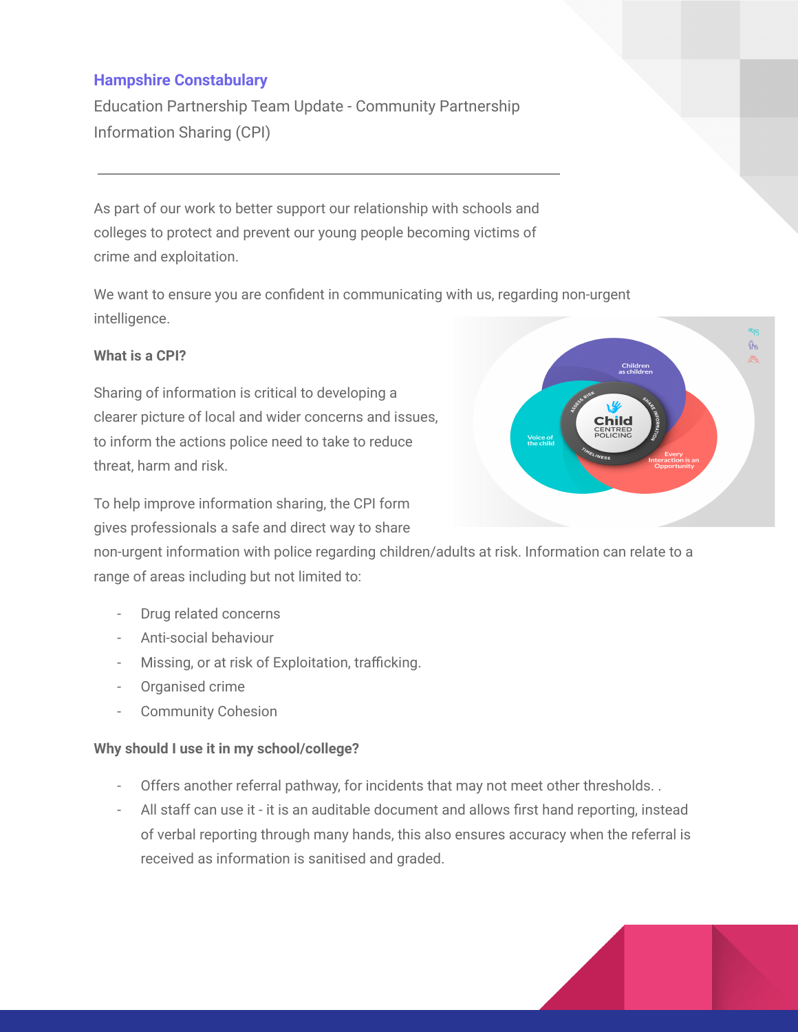**Hampshire Constabulary**

Education Partnership Team Update - Community Partnership Information Sharing (CPI)

---

As part of our work to better support our relationship with schools and colleges to protect and prevent our young people becoming victims of crime and exploitation.

We want to ensure you are confident in communicating with us, regarding non-urgent intelligence.

**What is a CPI?**

Sharing of information is critical to developing a clearer picture of local and wider concerns and issues, to inform the actions police need to take to reduce threat, harm and risk.

To help improve information sharing, the CPI form gives professionals a safe and direct way to share non-urgent information with police regarding children/adults at risk. Information can relate to a range of areas including but not limited to:

- Drug related concerns
- Anti-social behaviour
- Missing, or at risk of Exploitation, trafficking.
- Organised crime
- Community Cohesion

**Why should I use it in my school/college?**

- Offers another referral pathway, for incidents that may not meet other thresholds. .
- All staff can use it - it is an auditable document and allows first hand reporting, instead of verbal reporting through many hands, this also ensures accuracy when the referral is received as information is sanitised and graded.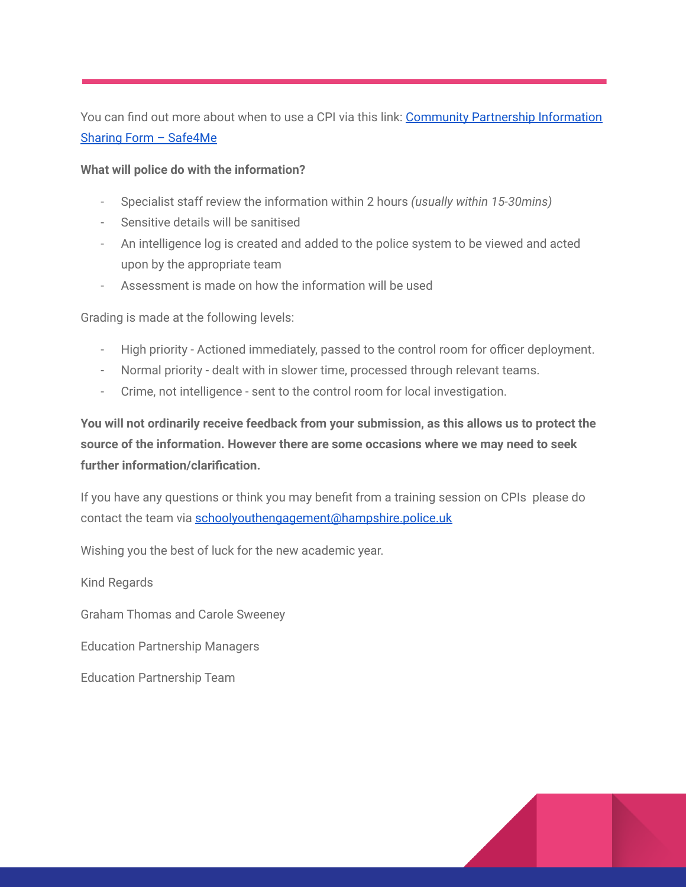You can find out more about when to use a CPI via this link: [Community Partnership Information Sharing Form – Safe4Me]

**What will police do with the information?**

- Specialist staff review the information within 2 hours *(usually within 15-30mins)*
- Sensitive details will be sanitised
- An intelligence log is created and added to the police system to be viewed and acted upon by the appropriate team
- Assessment is made on how the information will be used

Grading is made at the following levels:

- High priority - Actioned immediately, passed to the control room for officer deployment.
- Normal priority - dealt with in slower time, processed through relevant teams.
- Crime, not intelligence - sent to the control room for local investigation.

**You will not ordinarily receive feedback from your submission, as this allows us to protect the source of the information. However there are some occasions where we may need to seek further information/clarification.**

If you have any questions or think you may benefit from a training session on CPIs please do contact the team via schoolyouthengagement@hampshire.police.uk

Wishing you the best of luck for the new academic year.

Kind Regards

Graham Thomas and Carole Sweeney

Education Partnership Managers

Education Partnership Team